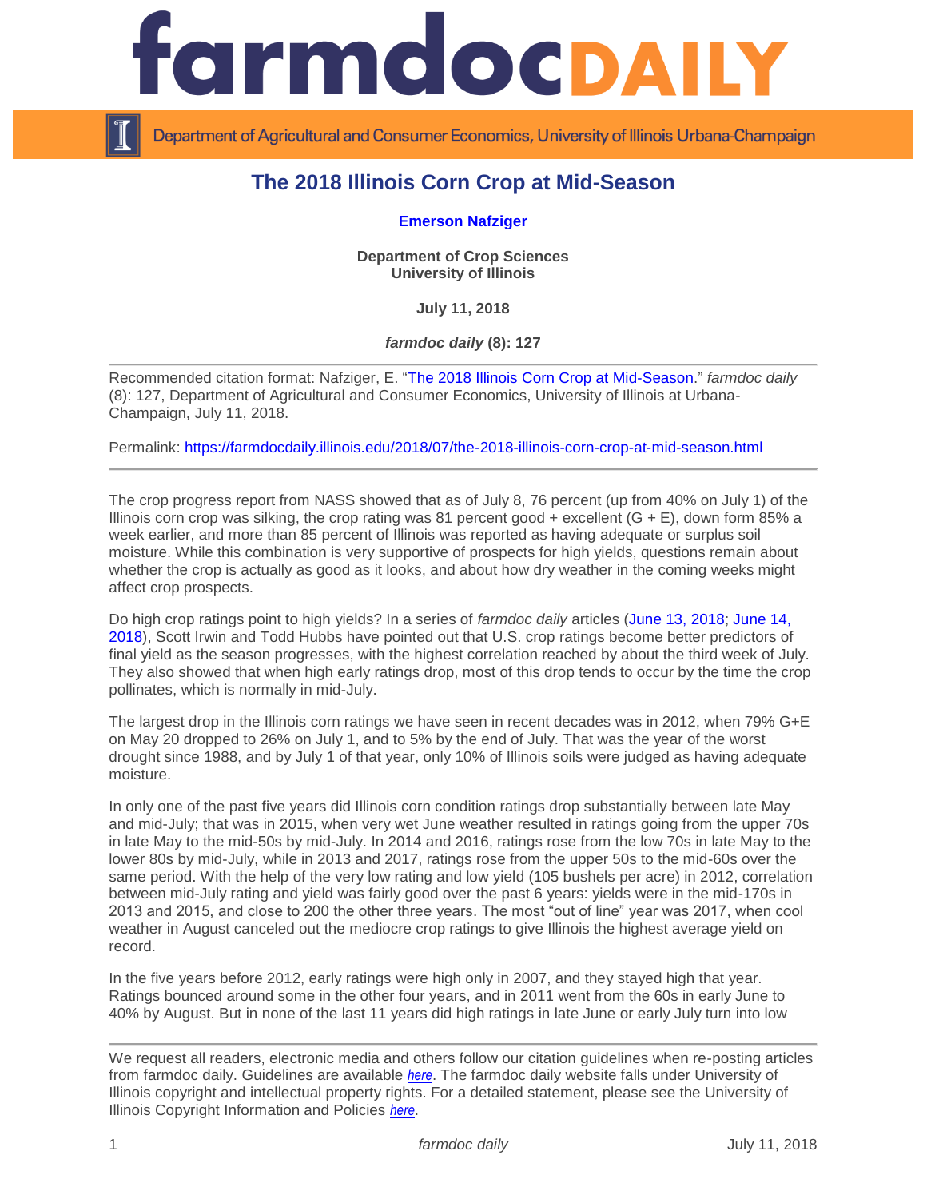# The 2018 Illinois Corn Crop at Mid-Season

**Emerson Nafziger**

**Department of Crop Sciences**
**University of Illinois**

**July 11, 2018**

***farmdoc daily* (8): 127**

Recommended citation format: Nafziger, E. "The 2018 Illinois Corn Crop at Mid-Season." *farmdoc daily* (8): 127, Department of Agricultural and Consumer Economics, University of Illinois at Urbana-Champaign, July 11, 2018.

Permalink: https://farmdocdaily.illinois.edu/2018/07/the-2018-illinois-corn-crop-at-mid-season.html

---

The crop progress report from NASS showed that as of July 8, 76 percent (up from 40% on July 1) of the Illinois corn crop was silking, the crop rating was 81 percent good + excellent (G + E), down form 85% a week earlier, and more than 85 percent of Illinois was reported as having adequate or surplus soil moisture. While this combination is very supportive of prospects for high yields, questions remain about whether the crop is actually as good as it looks, and about how dry weather in the coming weeks might affect crop prospects.

Do high crop ratings point to high yields? In a series of *farmdoc daily* articles (June 13, 2018; June 14, 2018), Scott Irwin and Todd Hubbs have pointed out that U.S. crop ratings become better predictors of final yield as the season progresses, with the highest correlation reached by about the third week of July. They also showed that when high early ratings drop, most of this drop tends to occur by the time the crop pollinates, which is normally in mid-July.

The largest drop in the Illinois corn ratings we have seen in recent decades was in 2012, when 79% G+E on May 20 dropped to 26% on July 1, and to 5% by the end of July. That was the year of the worst drought since 1988, and by July 1 of that year, only 10% of Illinois soils were judged as having adequate moisture.

In only one of the past five years did Illinois corn condition ratings drop substantially between late May and mid-July; that was in 2015, when very wet June weather resulted in ratings going from the upper 70s in late May to the mid-50s by mid-July. In 2014 and 2016, ratings rose from the low 70s in late May to the lower 80s by mid-July, while in 2013 and 2017, ratings rose from the upper 50s to the mid-60s over the same period. With the help of the very low rating and low yield (105 bushels per acre) in 2012, correlation between mid-July rating and yield was fairly good over the past 6 years: yields were in the mid-170s in 2013 and 2015, and close to 200 the other three years. The most "out of line" year was 2017, when cool weather in August canceled out the mediocre crop ratings to give Illinois the highest average yield on record.

In the five years before 2012, early ratings were high only in 2007, and they stayed high that year. Ratings bounced around some in the other four years, and in 2011 went from the 60s in early June to 40% by August. But in none of the last 11 years did high ratings in late June or early July turn into low

---

We request all readers, electronic media and others follow our citation guidelines when re-posting articles from farmdoc daily. Guidelines are available *here*. The farmdoc daily website falls under University of Illinois copyright and intellectual property rights. For a detailed statement, please see the University of Illinois Copyright Information and Policies *here*.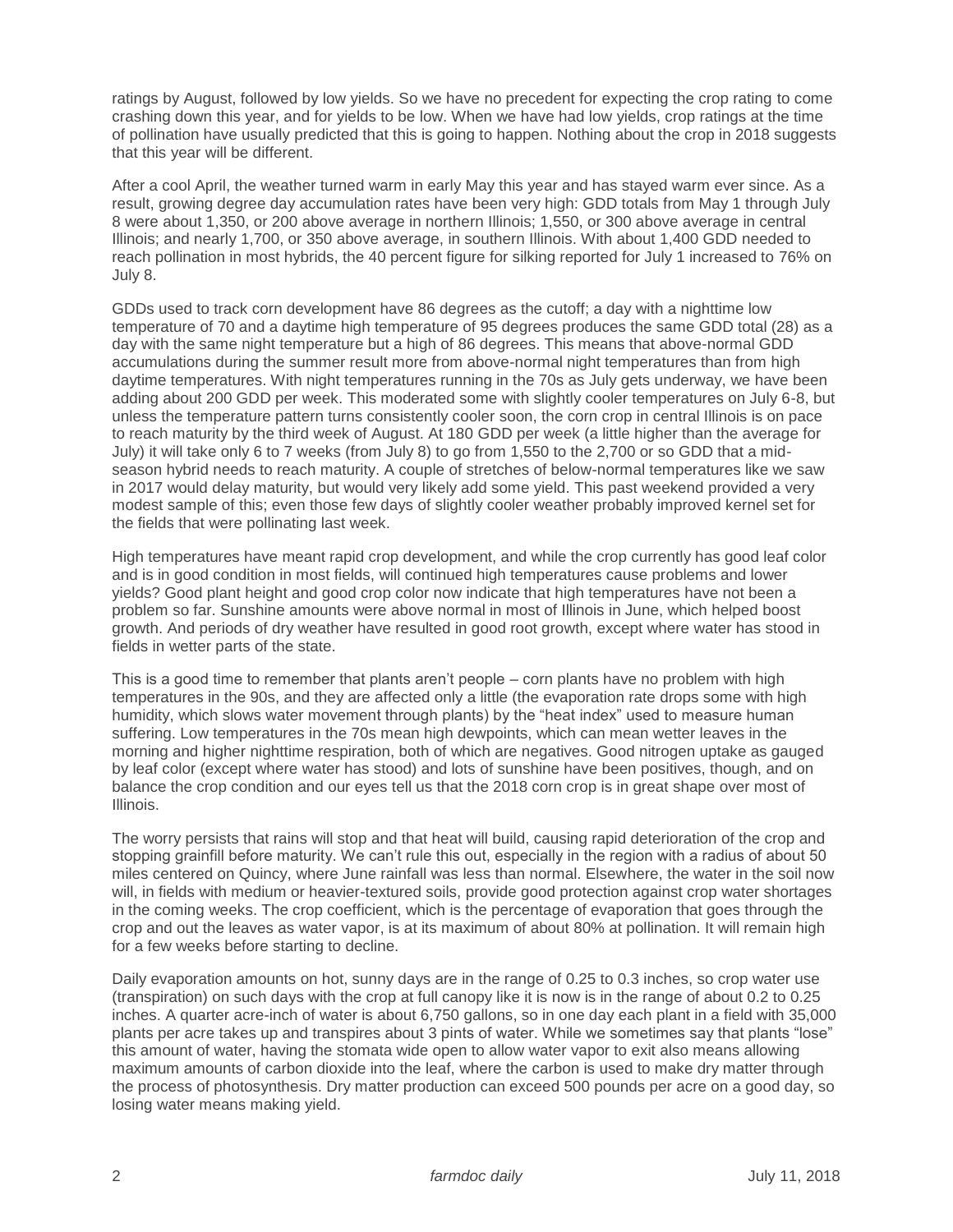ratings by August, followed by low yields. So we have no precedent for expecting the crop rating to come crashing down this year, and for yields to be low. When we have had low yields, crop ratings at the time of pollination have usually predicted that this is going to happen. Nothing about the crop in 2018 suggests that this year will be different.

After a cool April, the weather turned warm in early May this year and has stayed warm ever since. As a result, growing degree day accumulation rates have been very high: GDD totals from May 1 through July 8 were about 1,350, or 200 above average in northern Illinois; 1,550, or 300 above average in central Illinois; and nearly 1,700, or 350 above average, in southern Illinois. With about 1,400 GDD needed to reach pollination in most hybrids, the 40 percent figure for silking reported for July 1 increased to 76% on July 8.

GDDs used to track corn development have 86 degrees as the cutoff; a day with a nighttime low temperature of 70 and a daytime high temperature of 95 degrees produces the same GDD total (28) as a day with the same night temperature but a high of 86 degrees. This means that above-normal GDD accumulations during the summer result more from above-normal night temperatures than from high daytime temperatures. With night temperatures running in the 70s as July gets underway, we have been adding about 200 GDD per week. This moderated some with slightly cooler temperatures on July 6-8, but unless the temperature pattern turns consistently cooler soon, the corn crop in central Illinois is on pace to reach maturity by the third week of August. At 180 GDD per week (a little higher than the average for July) it will take only 6 to 7 weeks (from July 8) to go from 1,550 to the 2,700 or so GDD that a mid-season hybrid needs to reach maturity. A couple of stretches of below-normal temperatures like we saw in 2017 would delay maturity, but would very likely add some yield. This past weekend provided a very modest sample of this; even those few days of slightly cooler weather probably improved kernel set for the fields that were pollinating last week.

High temperatures have meant rapid crop development, and while the crop currently has good leaf color and is in good condition in most fields, will continued high temperatures cause problems and lower yields? Good plant height and good crop color now indicate that high temperatures have not been a problem so far. Sunshine amounts were above normal in most of Illinois in June, which helped boost growth. And periods of dry weather have resulted in good root growth, except where water has stood in fields in wetter parts of the state.

This is a good time to remember that plants aren't people – corn plants have no problem with high temperatures in the 90s, and they are affected only a little (the evaporation rate drops some with high humidity, which slows water movement through plants) by the "heat index" used to measure human suffering. Low temperatures in the 70s mean high dewpoints, which can mean wetter leaves in the morning and higher nighttime respiration, both of which are negatives. Good nitrogen uptake as gauged by leaf color (except where water has stood) and lots of sunshine have been positives, though, and on balance the crop condition and our eyes tell us that the 2018 corn crop is in great shape over most of Illinois.

The worry persists that rains will stop and that heat will build, causing rapid deterioration of the crop and stopping grainfill before maturity. We can't rule this out, especially in the region with a radius of about 50 miles centered on Quincy, where June rainfall was less than normal. Elsewhere, the water in the soil now will, in fields with medium or heavier-textured soils, provide good protection against crop water shortages in the coming weeks. The crop coefficient, which is the percentage of evaporation that goes through the crop and out the leaves as water vapor, is at its maximum of about 80% at pollination. It will remain high for a few weeks before starting to decline.

Daily evaporation amounts on hot, sunny days are in the range of 0.25 to 0.3 inches, so crop water use (transpiration) on such days with the crop at full canopy like it is now is in the range of about 0.2 to 0.25 inches. A quarter acre-inch of water is about 6,750 gallons, so in one day each plant in a field with 35,000 plants per acre takes up and transpires about 3 pints of water. While we sometimes say that plants "lose" this amount of water, having the stomata wide open to allow water vapor to exit also means allowing maximum amounts of carbon dioxide into the leaf, where the carbon is used to make dry matter through the process of photosynthesis. Dry matter production can exceed 500 pounds per acre on a good day, so losing water means making yield.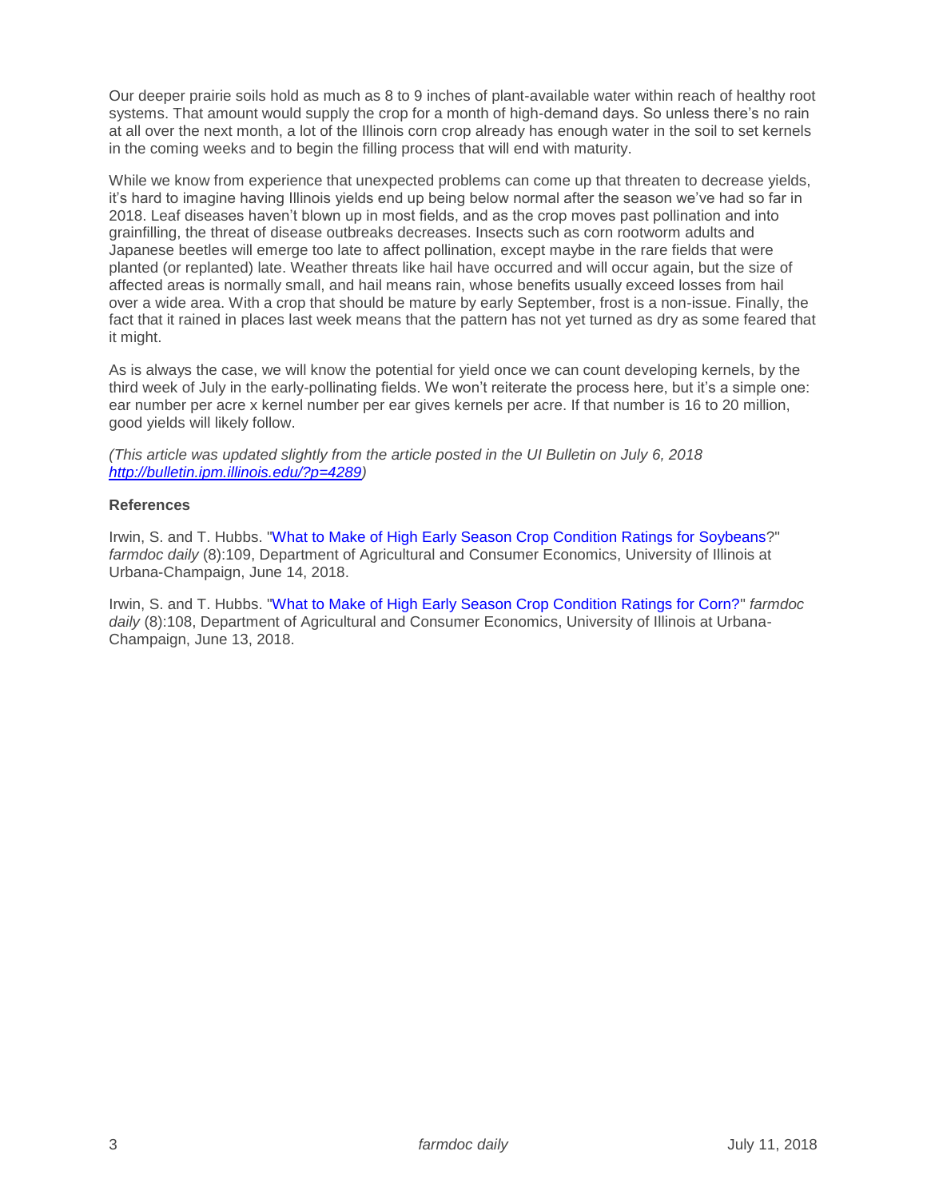Our deeper prairie soils hold as much as 8 to 9 inches of plant-available water within reach of healthy root systems. That amount would supply the crop for a month of high-demand days. So unless there's no rain at all over the next month, a lot of the Illinois corn crop already has enough water in the soil to set kernels in the coming weeks and to begin the filling process that will end with maturity.

While we know from experience that unexpected problems can come up that threaten to decrease yields, it's hard to imagine having Illinois yields end up being below normal after the season we've had so far in 2018. Leaf diseases haven't blown up in most fields, and as the crop moves past pollination and into grainfilling, the threat of disease outbreaks decreases. Insects such as corn rootworm adults and Japanese beetles will emerge too late to affect pollination, except maybe in the rare fields that were planted (or replanted) late. Weather threats like hail have occurred and will occur again, but the size of affected areas is normally small, and hail means rain, whose benefits usually exceed losses from hail over a wide area. With a crop that should be mature by early September, frost is a non-issue. Finally, the fact that it rained in places last week means that the pattern has not yet turned as dry as some feared that it might.

As is always the case, we will know the potential for yield once we can count developing kernels, by the third week of July in the early-pollinating fields. We won't reiterate the process here, but it's a simple one: ear number per acre x kernel number per ear gives kernels per acre. If that number is 16 to 20 million, good yields will likely follow.

*(This article was updated slightly from the article posted in the UI Bulletin on July 6, 2018 [http://bulletin.ipm.illinois.edu/?p=4289](http://bulletin.ipm.illinois.edu/?p=4289))*

**References**

Irwin, S. and T. Hubbs. "What to Make of High Early Season Crop Condition Ratings for Soybeans?" *farmdoc daily* (8):109, Department of Agricultural and Consumer Economics, University of Illinois at Urbana-Champaign, June 14, 2018.

Irwin, S. and T. Hubbs. "What to Make of High Early Season Crop Condition Ratings for Corn?" *farmdoc daily* (8):108, Department of Agricultural and Consumer Economics, University of Illinois at Urbana-Champaign, June 13, 2018.